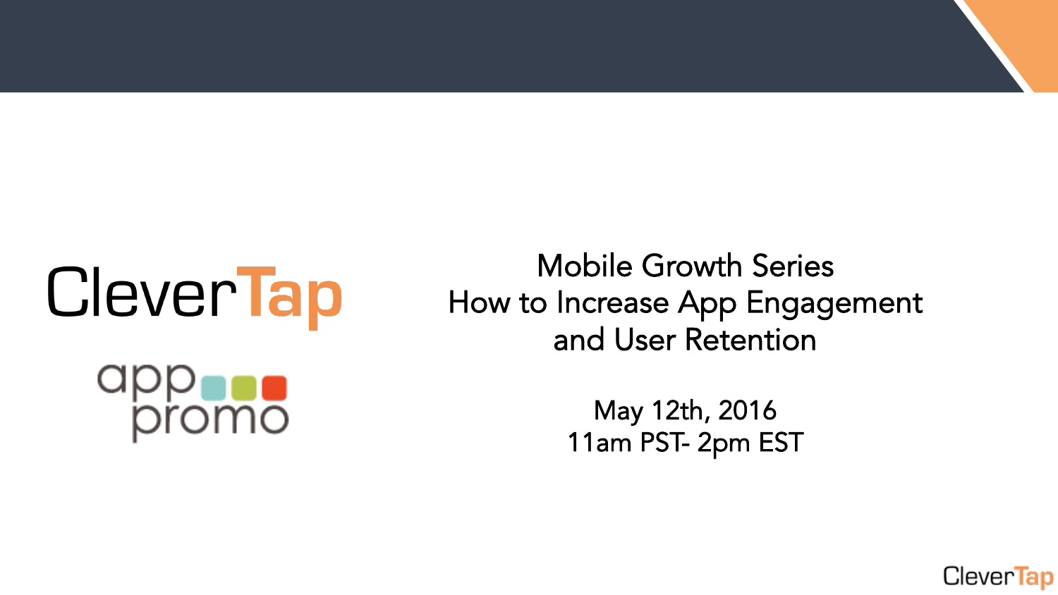CleverTap

app promo

# Mobile Growth Series
# How to Increase App Engagement and User Retention

May 12th, 2016
11am PST- 2pm EST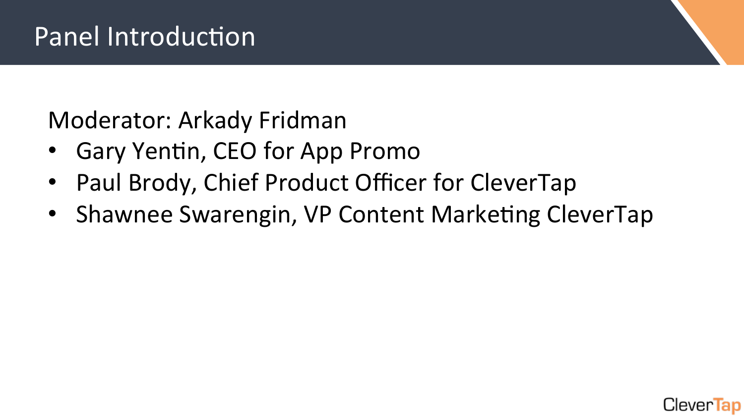# Panel Introduction

Moderator: Arkady Fridman

- Gary Yentin, CEO for App Promo
- Paul Brody, Chief Product Officer for CleverTap
- Shawnee Swarengin, VP Content Marketing CleverTap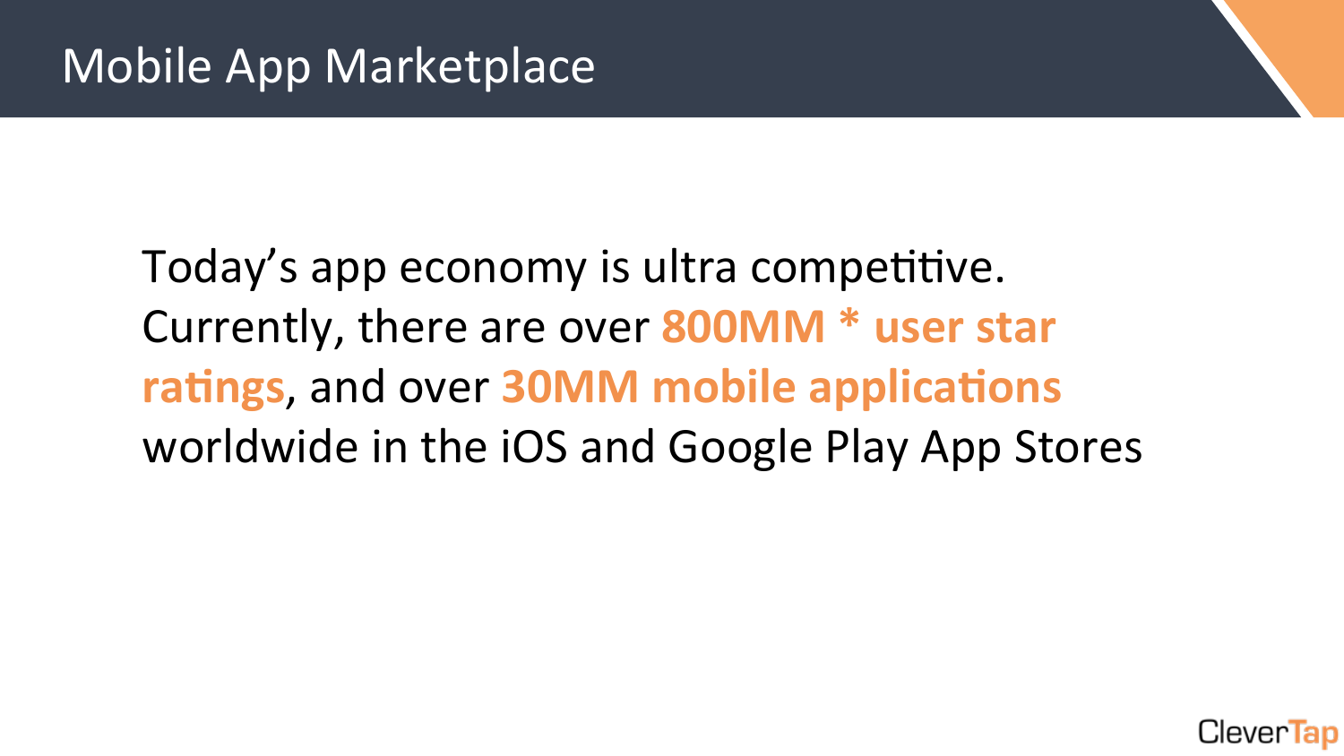# Mobile App Marketplace

Today's app economy is ultra competitive. Currently, there are over **800MM * user star ratings**, and over **30MM mobile applications** worldwide in the iOS and Google Play App Stores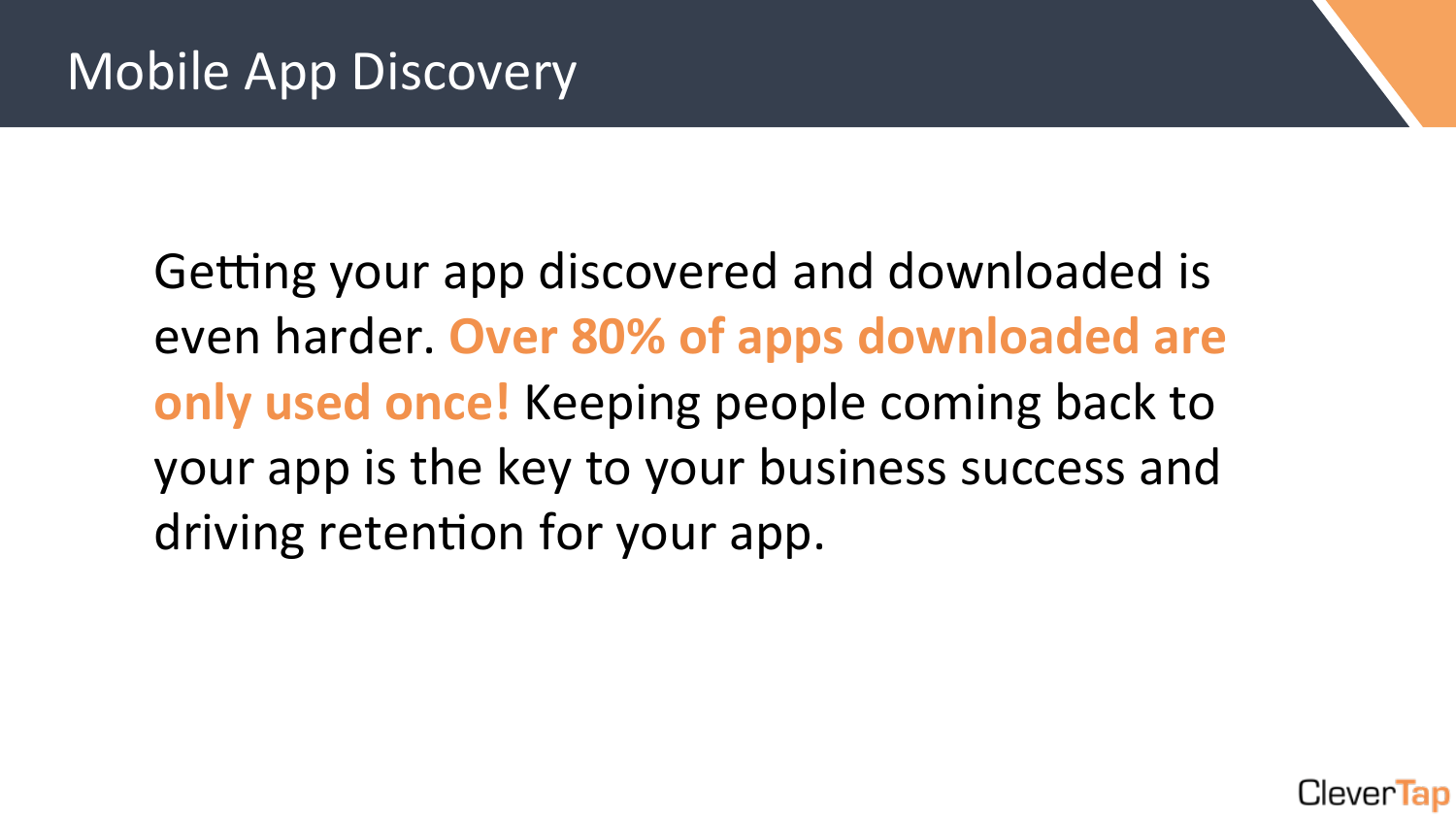# Mobile App Discovery

Getting your app discovered and downloaded is even harder. **Over 80% of apps downloaded are only used once!** Keeping people coming back to your app is the key to your business success and driving retention for your app.

CleverTap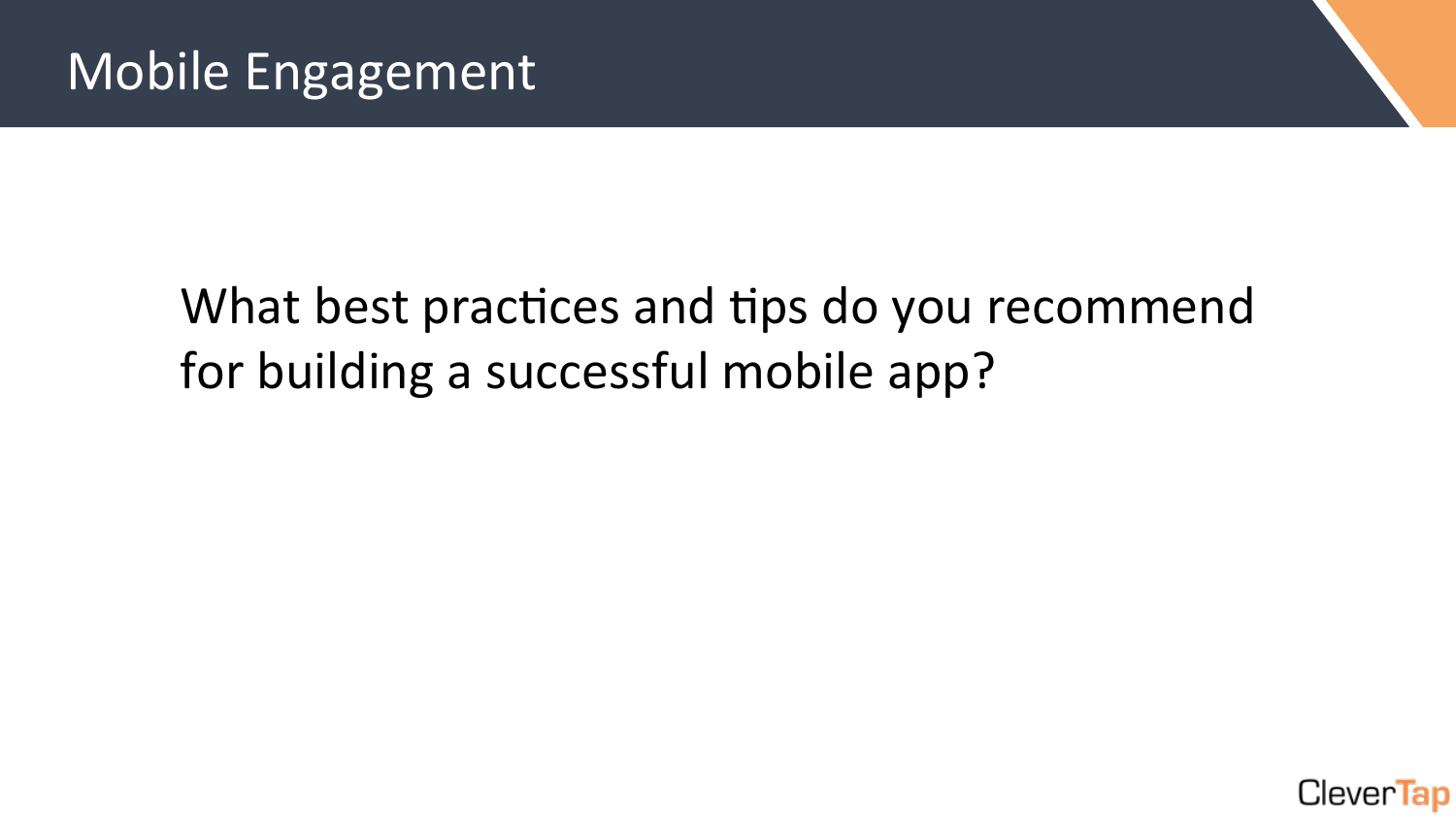# Mobile Engagement

What best practices and tips do you recommend for building a successful mobile app?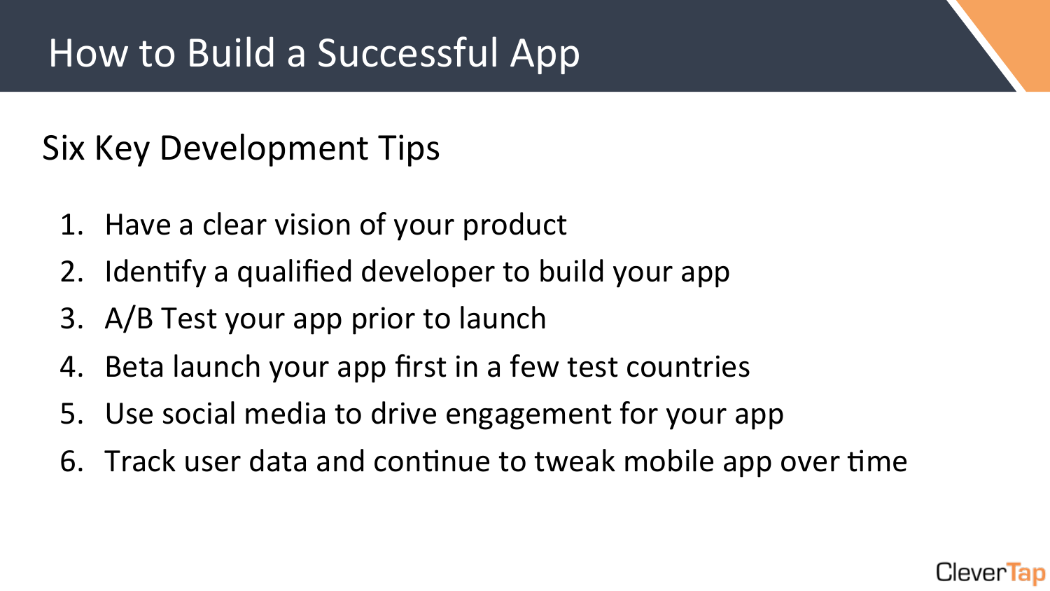# How to Build a Successful App

## Six Key Development Tips

1. Have a clear vision of your product
2. Identify a qualified developer to build your app
3. A/B Test your app prior to launch
4. Beta launch your app first in a few test countries
5. Use social media to drive engagement for your app
6. Track user data and continue to tweak mobile app over time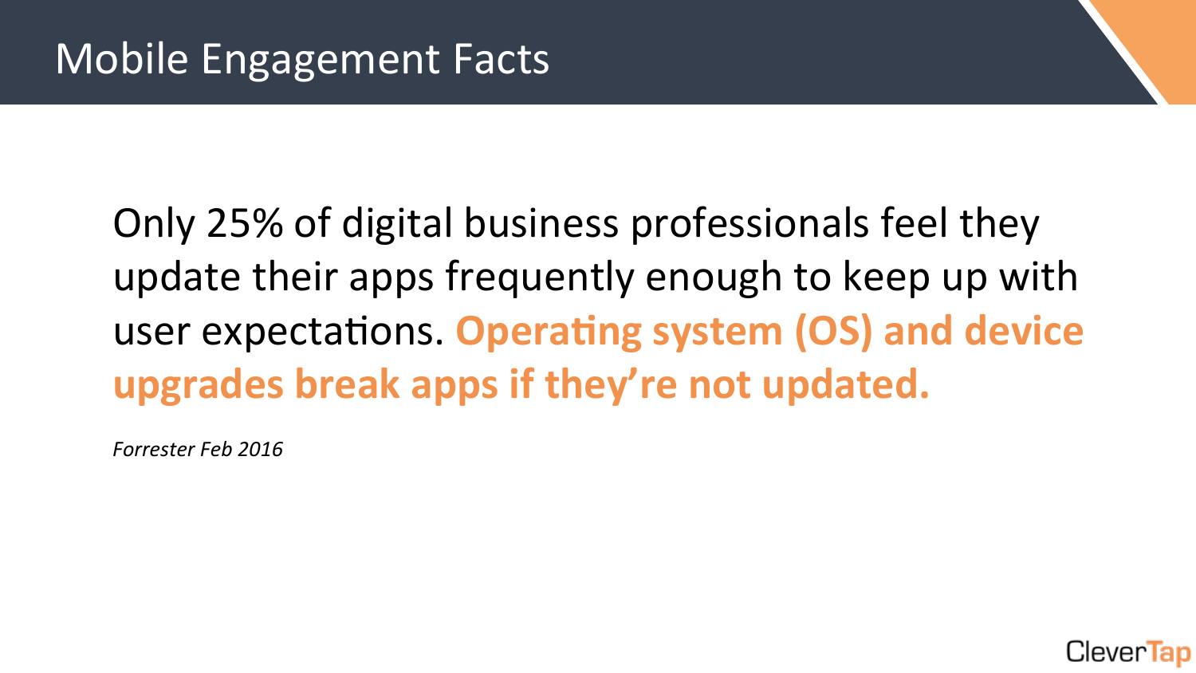# Mobile Engagement Facts

Only 25% of digital business professionals feel they update their apps frequently enough to keep up with user expectations. **Operating system (OS) and device upgrades break apps if they're not updated.**

*Forrester Feb 2016*

CleverTap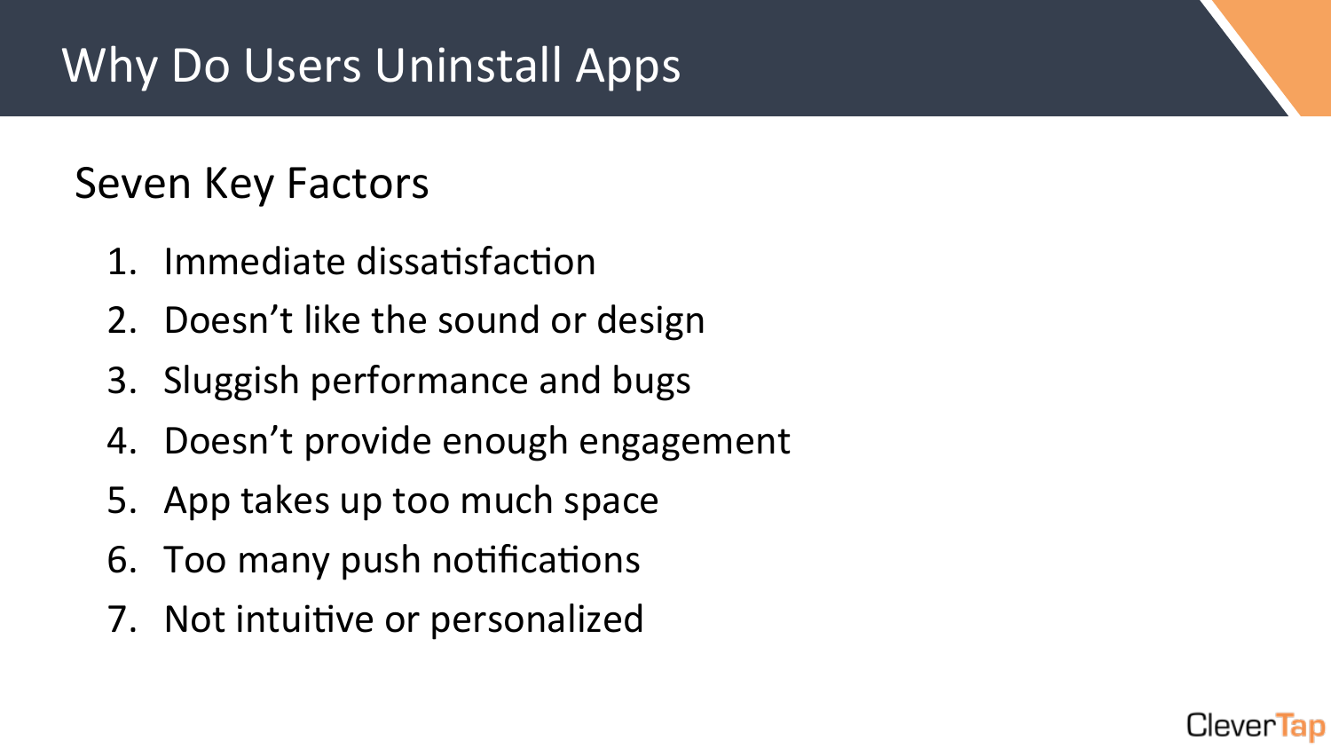# Why Do Users Uninstall Apps

## Seven Key Factors

1. Immediate dissatisfaction
2. Doesn't like the sound or design
3. Sluggish performance and bugs
4. Doesn't provide enough engagement
5. App takes up too much space
6. Too many push notifications
7. Not intuitive or personalized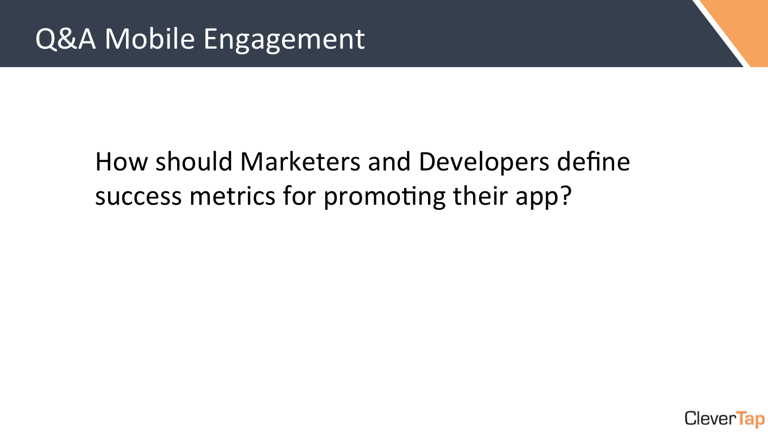# Q&A Mobile Engagement

How should Marketers and Developers define success metrics for promoting their app?

CleverTap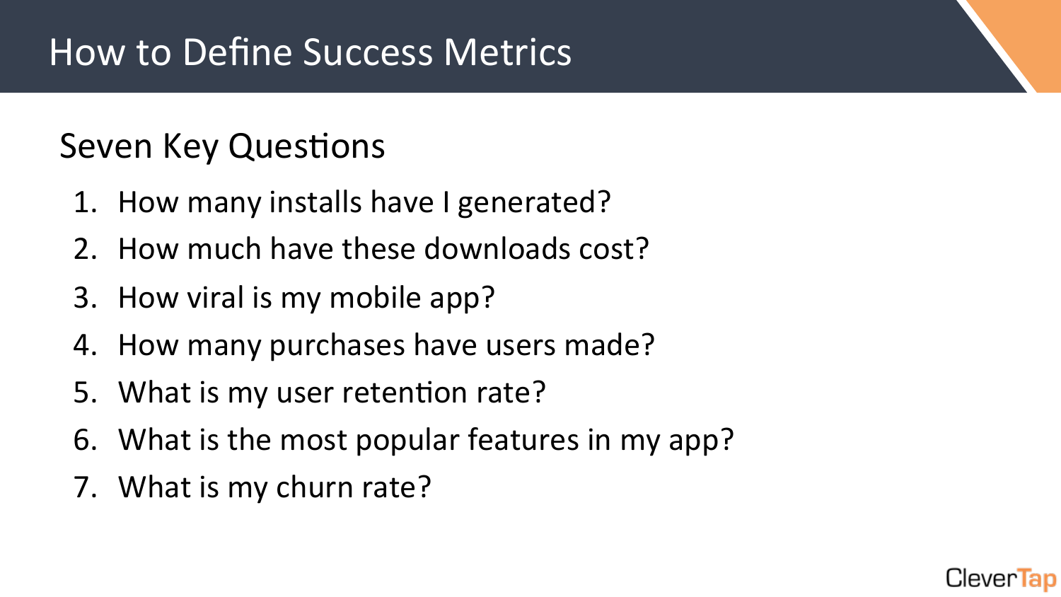# How to Define Success Metrics

## Seven Key Questions

1. How many installs have I generated?
2. How much have these downloads cost?
3. How viral is my mobile app?
4. How many purchases have users made?
5. What is my user retention rate?
6. What is the most popular features in my app?
7. What is my churn rate?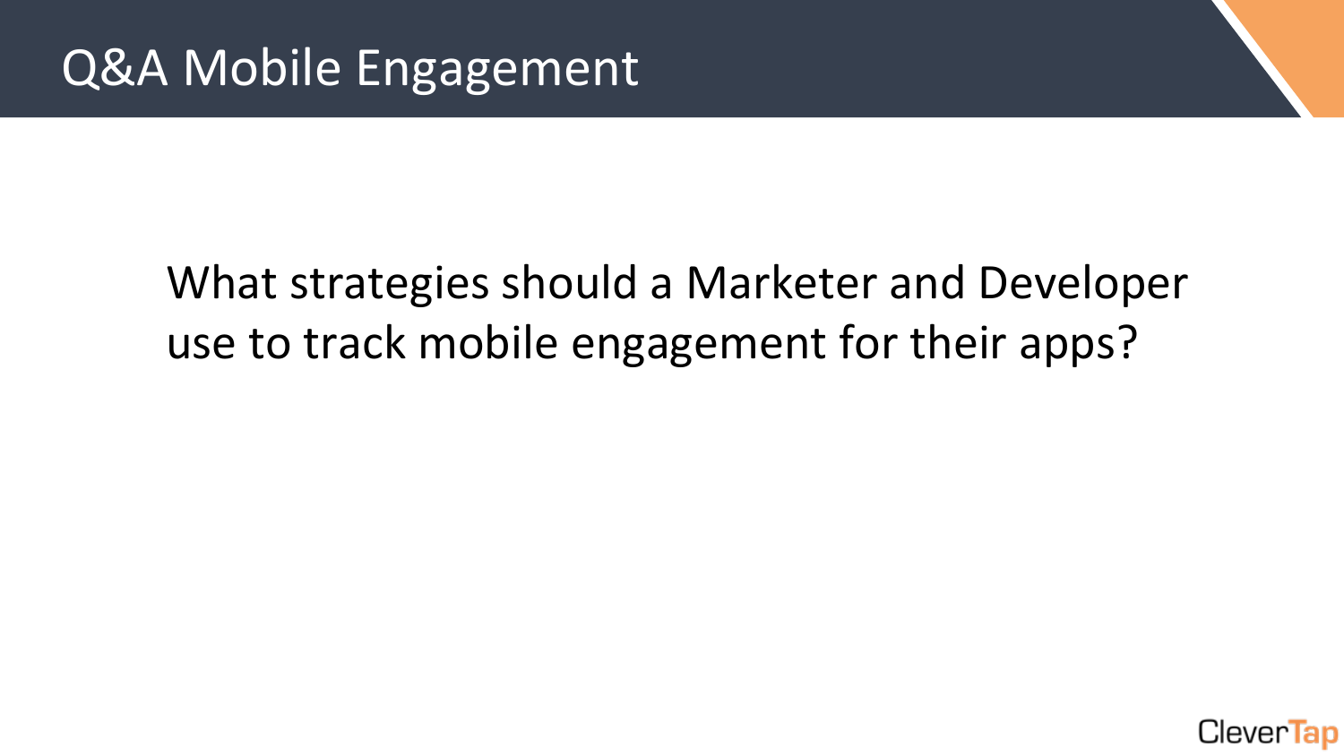# Q&A Mobile Engagement

What strategies should a Marketer and Developer use to track mobile engagement for their apps?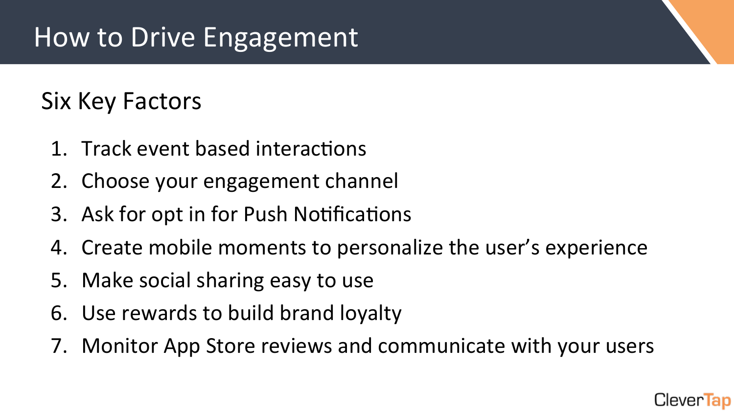# How to Drive Engagement

## Six Key Factors

1. Track event based interactions
2. Choose your engagement channel
3. Ask for opt in for Push Notifications
4. Create mobile moments to personalize the user's experience
5. Make social sharing easy to use
6. Use rewards to build brand loyalty
7. Monitor App Store reviews and communicate with your users

CleverTap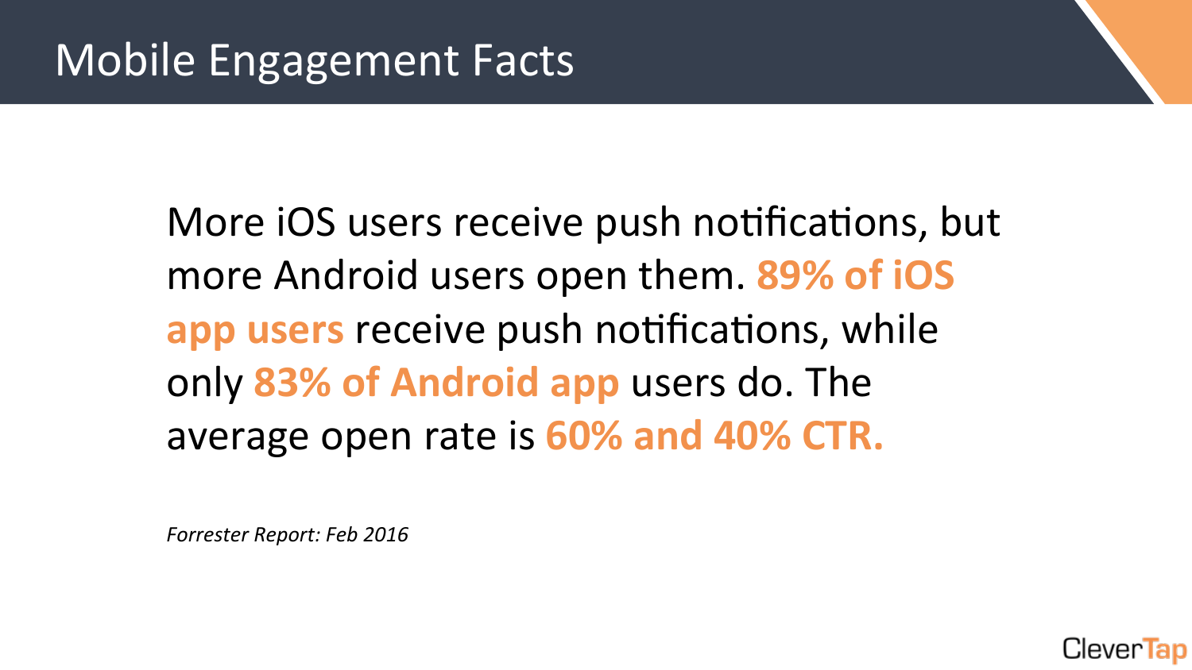# Mobile Engagement Facts

More iOS users receive push notifications, but more Android users open them. **89% of iOS app users** receive push notifications, while only **83% of Android app** users do. The average open rate is **60% and 40% CTR.**

*Forrester Report: Feb 2016*

CleverTap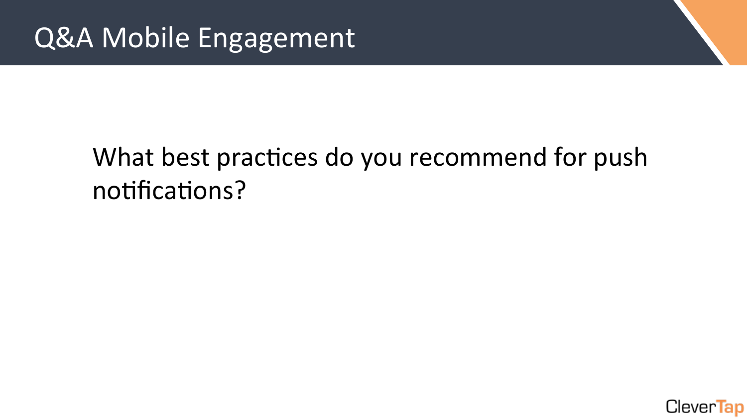# Q&A Mobile Engagement

What best practices do you recommend for push notifications?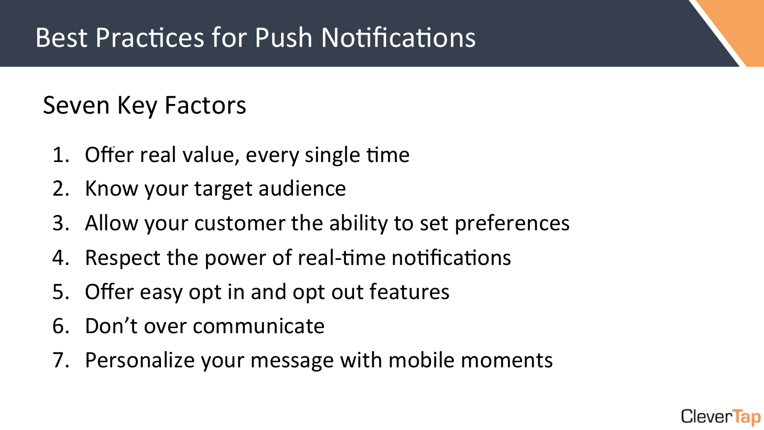# Best Practices for Push Notifications

## Seven Key Factors

1. Offer real value, every single time
2. Know your target audience
3. Allow your customer the ability to set preferences
4. Respect the power of real-time notifications
5. Offer easy opt in and opt out features
6. Don't over communicate
7. Personalize your message with mobile moments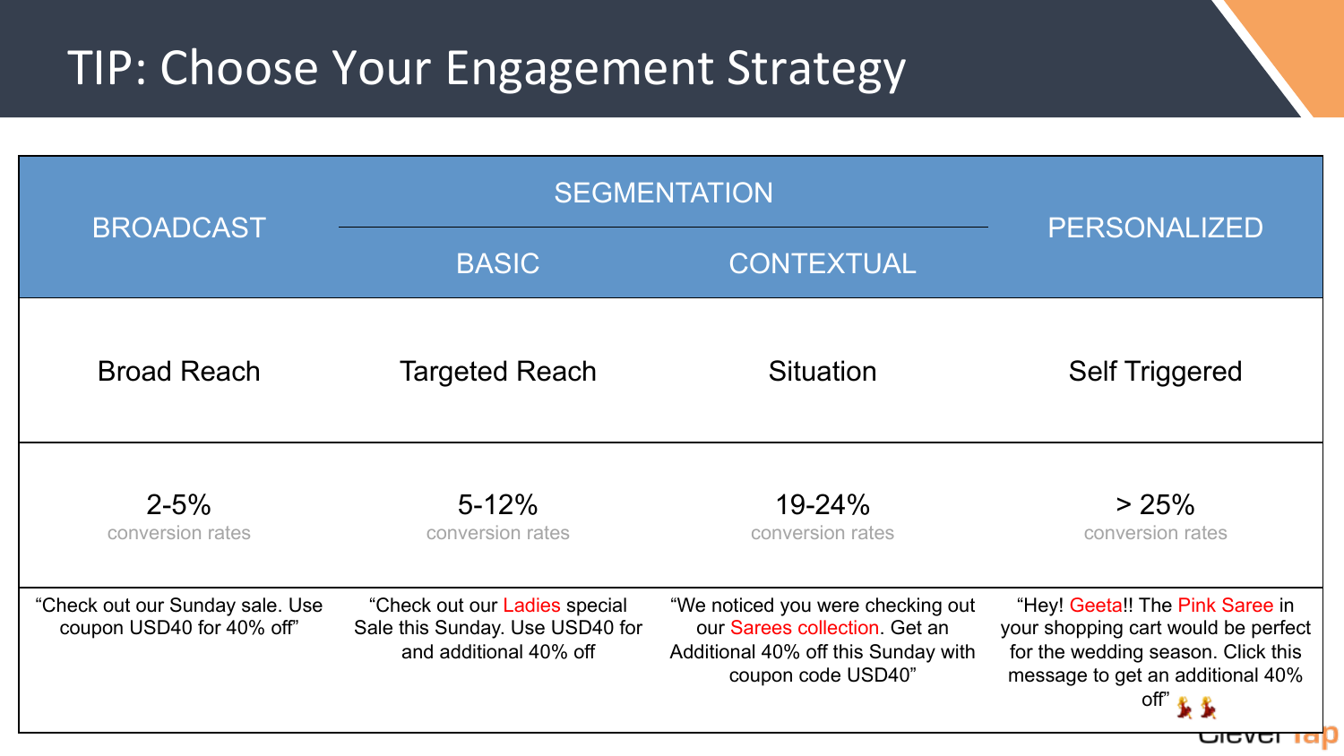# TIP: Choose Your Engagement Strategy

| BROADCAST | SEGMENTATION | | PERSONALIZED |
|---|---|---|---|
| | BASIC | CONTEXTUAL | |
| Broad Reach | Targeted Reach | Situation | Self Triggered |
| 2-5% conversion rates | 5-12% conversion rates | 19-24% conversion rates | > 25% conversion rates |
| "Check out our Sunday sale. Use coupon USD40 for 40% off" | "Check out our Ladies special Sale this Sunday. Use USD40 for and additional 40% off | "We noticed you were checking out our Sarees collection. Get an Additional 40% off this Sunday with coupon code USD40" | "Hey! Geeta!! The Pink Saree in your shopping cart would be perfect for the wedding season. Click this message to get an additional 40% off" 💃💃 |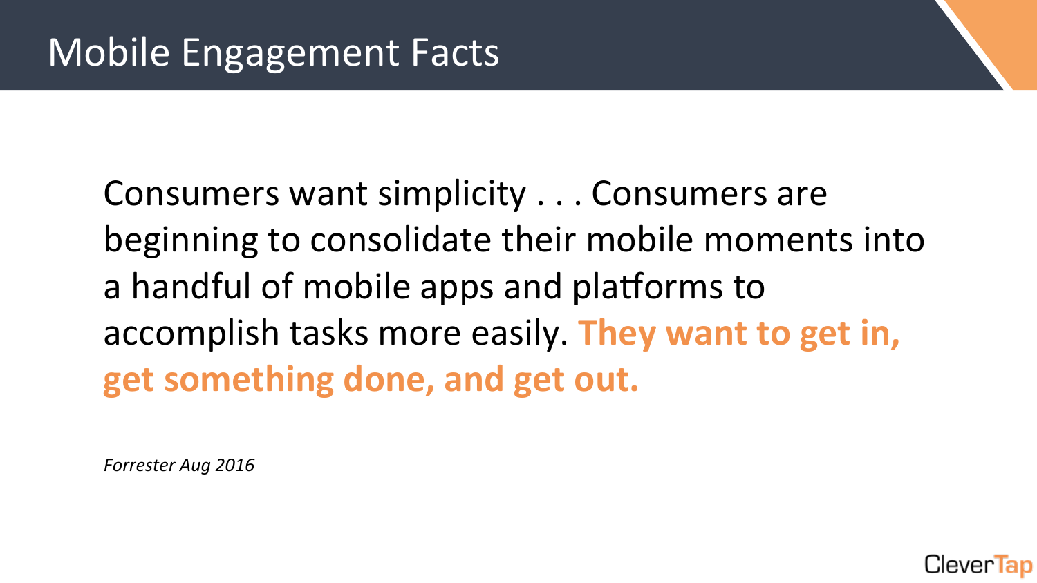# Mobile Engagement Facts

Consumers want simplicity . . . Consumers are beginning to consolidate their mobile moments into a handful of mobile apps and platforms to accomplish tasks more easily. **They want to get in, get something done, and get out.**

*Forrester Aug 2016*

CleverTap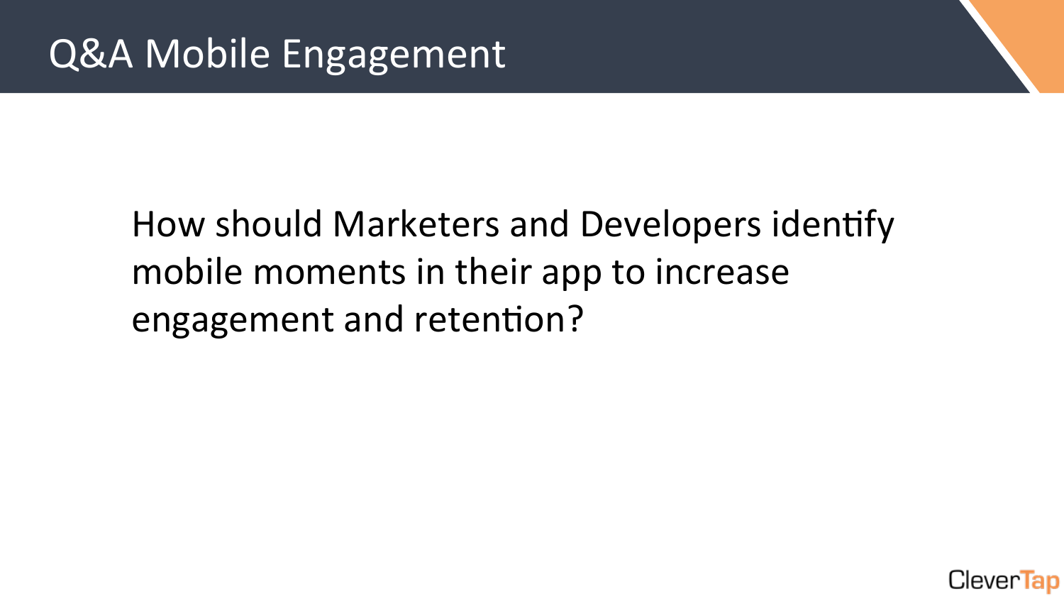# Q&A Mobile Engagement

How should Marketers and Developers identify mobile moments in their app to increase engagement and retention?

CleverTap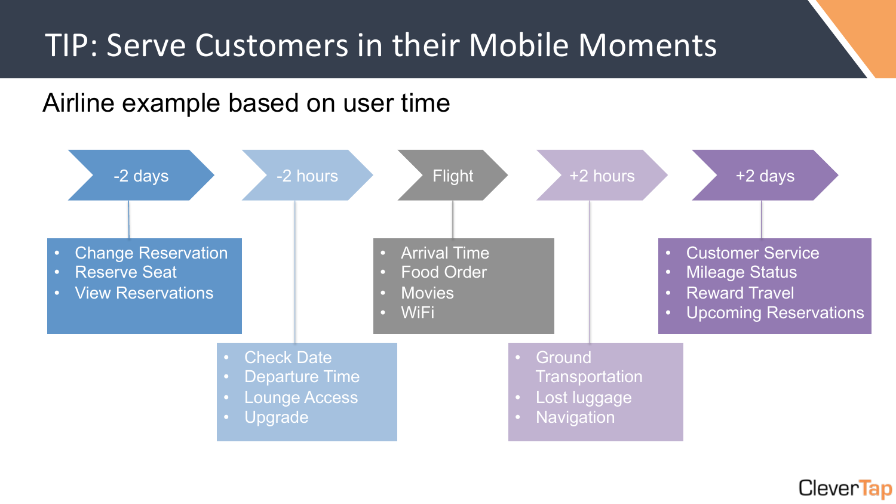# TIP: Serve Customers in their Mobile Moments

## Airline example based on user time

### -2 days

- Change Reservation
- Reserve Seat
- View Reservations

### -2 hours

- Check Date
- Departure Time
- Lounge Access
- Upgrade

### Flight

- Arrival Time
- Food Order
- Movies
- WiFi

### +2 hours

- Ground Transportation
- Lost luggage
- Navigation

### +2 days

- Customer Service
- Mileage Status
- Reward Travel
- Upcoming Reservations

CleverTap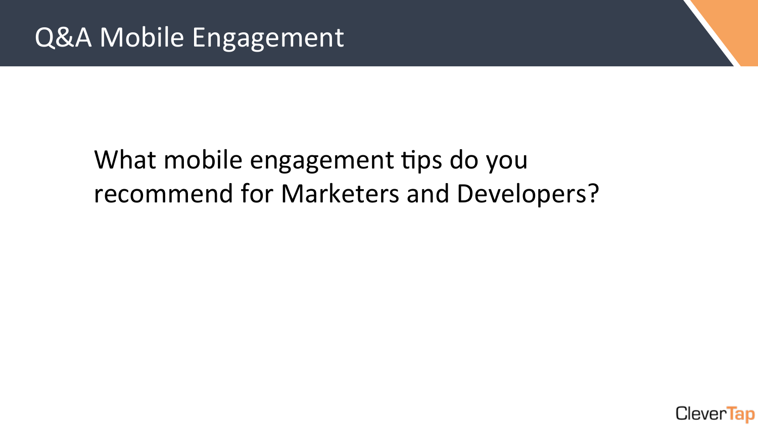# Q&A Mobile Engagement

What mobile engagement tips do you recommend for Marketers and Developers?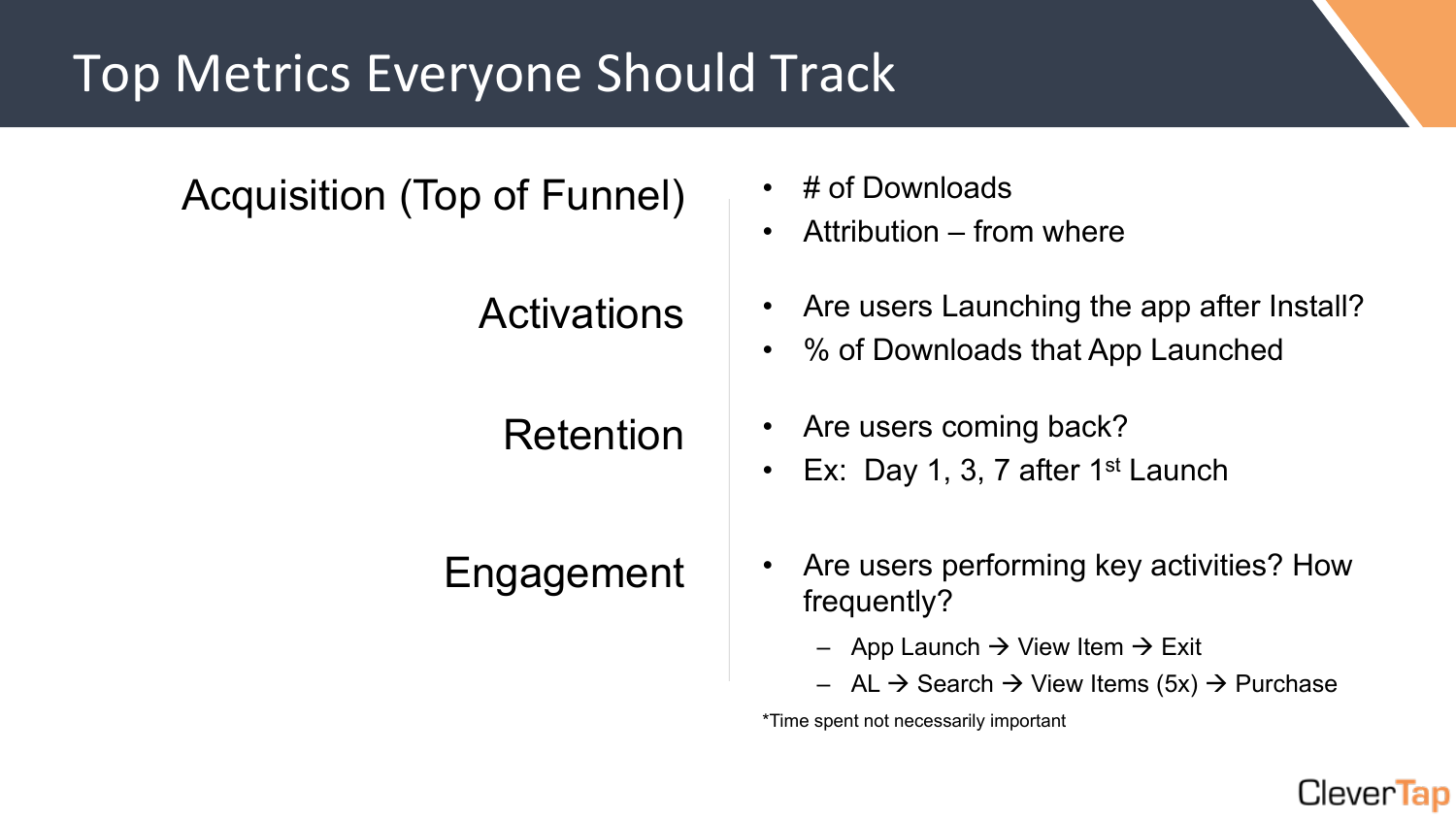# Top Metrics Everyone Should Track

**Acquisition (Top of Funnel)**

- # of Downloads
- Attribution – from where

**Activations**

- Are users Launching the app after Install?
- % of Downloads that App Launched

**Retention**

- Are users coming back?
- Ex: Day 1, 3, 7 after 1st Launch

**Engagement**

- Are users performing key activities? How frequently?
  - App Launch → View Item → Exit
  - AL → Search → View Items (5x) → Purchase

*Time spent not necessarily important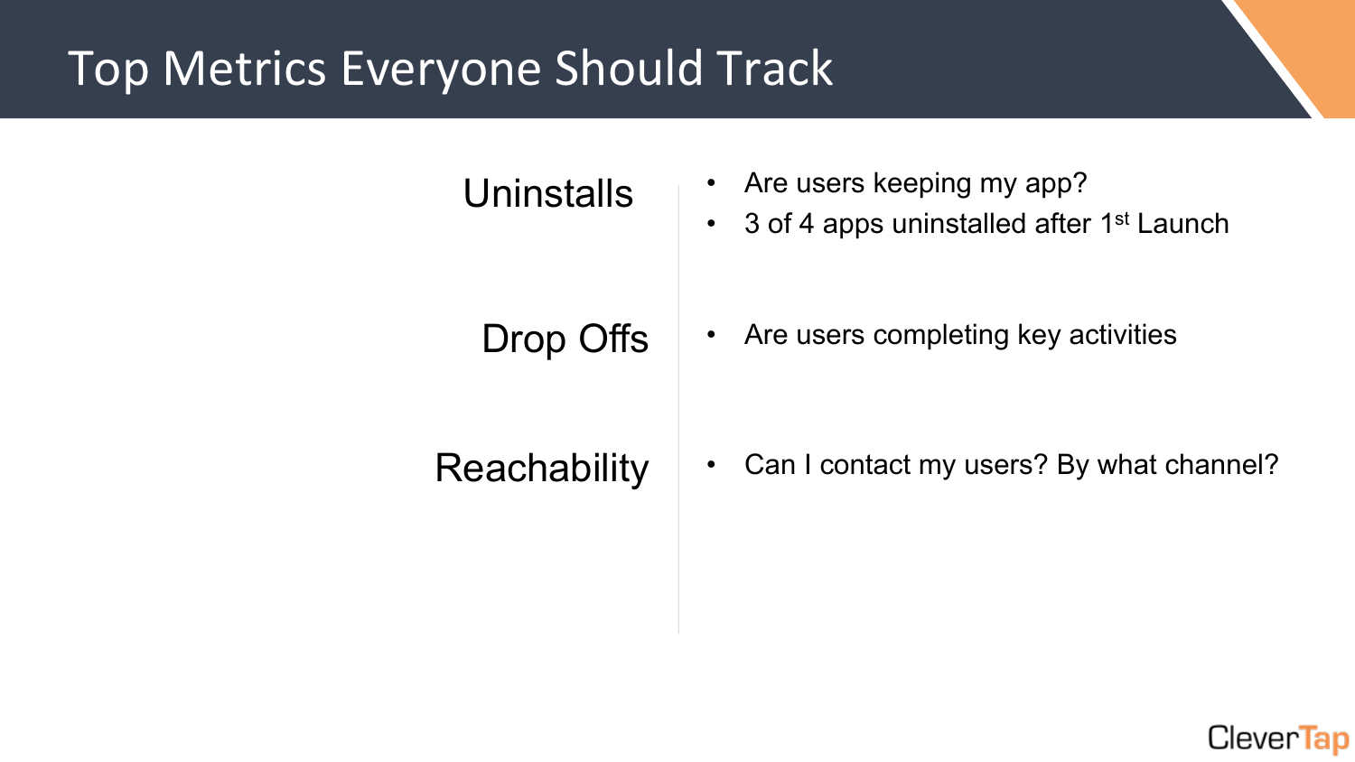# Top Metrics Everyone Should Track

| | |
|---|---|
| Uninstalls | • Are users keeping my app?<br>• 3 of 4 apps uninstalled after 1st Launch |
| Drop Offs | • Are users completing key activities |
| Reachability | • Can I contact my users? By what channel? |

CleverTap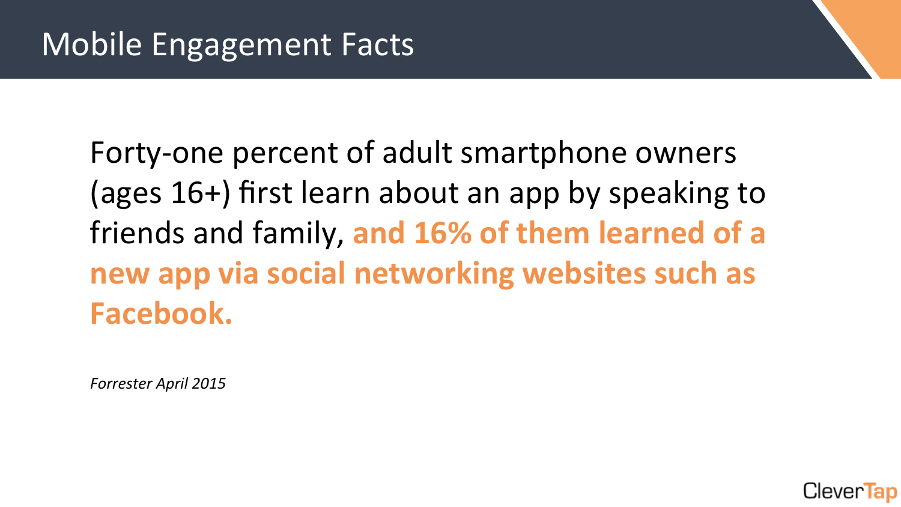# Mobile Engagement Facts

Forty-one percent of adult smartphone owners (ages 16+) first learn about an app by speaking to friends and family, **and 16% of them learned of a new app via social networking websites such as Facebook.**

*Forrester April 2015*

CleverTap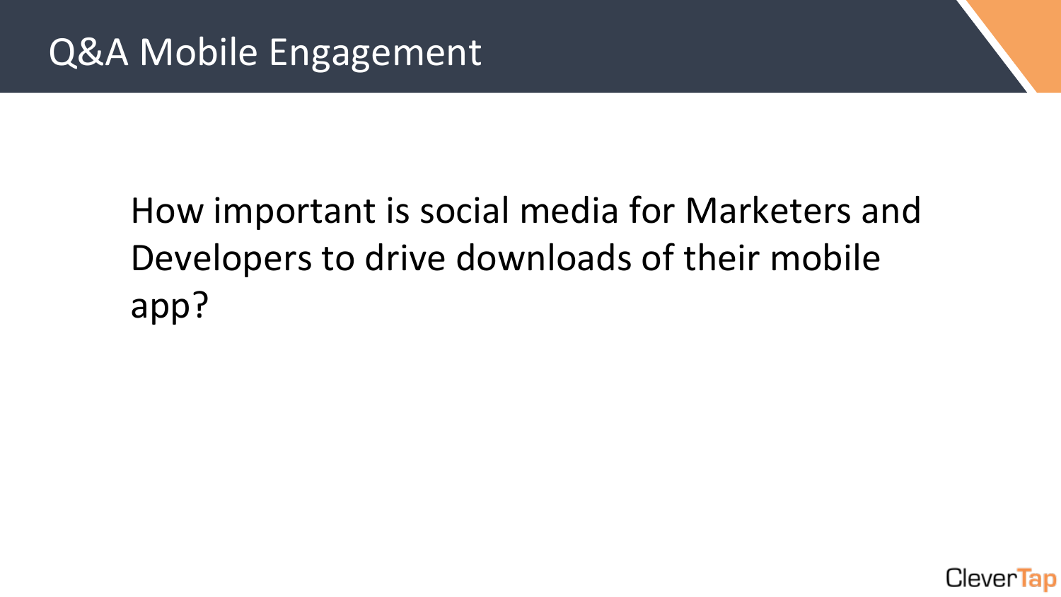# Q&A Mobile Engagement

How important is social media for Marketers and Developers to drive downloads of their mobile app?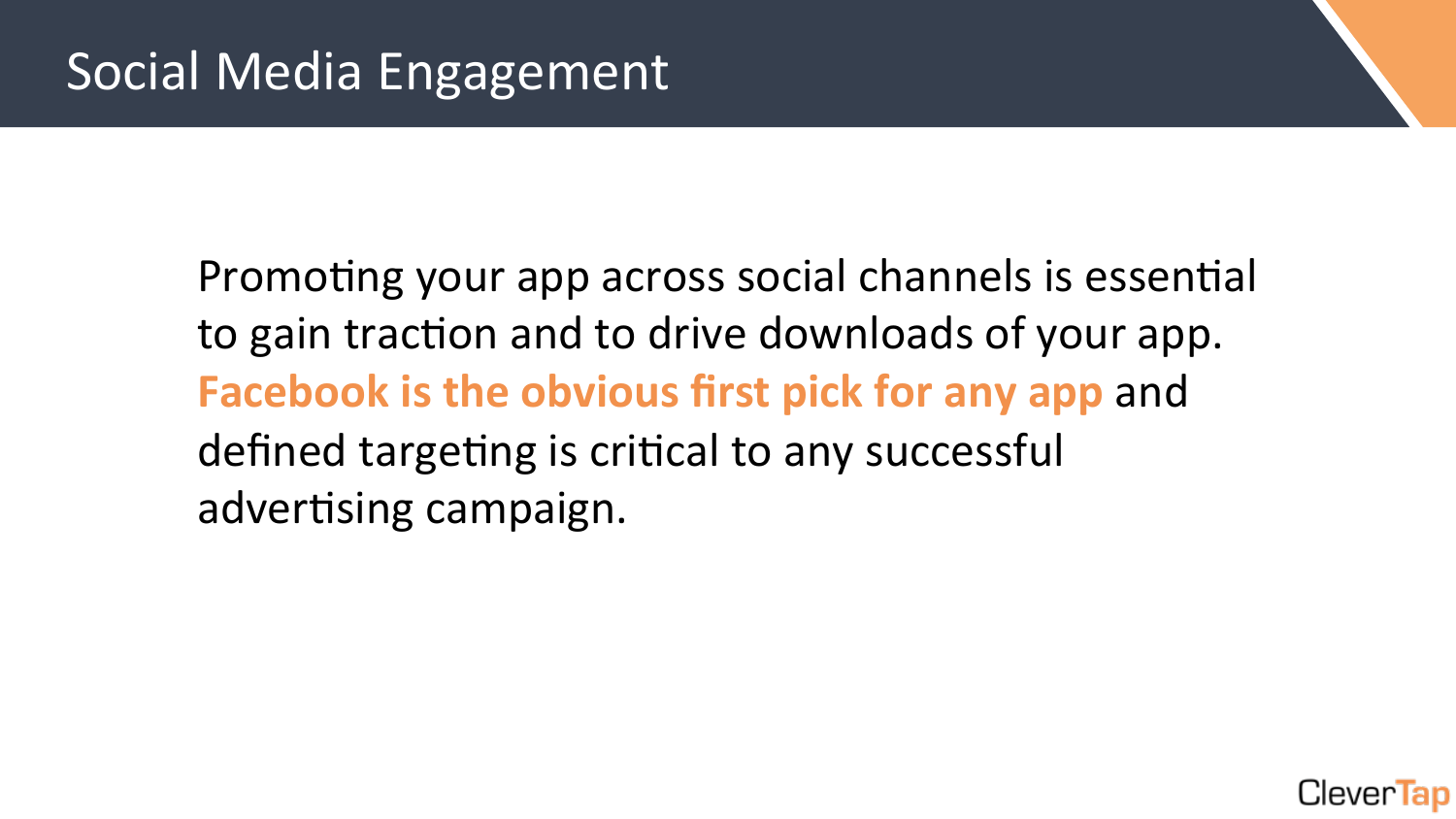# Social Media Engagement

Promoting your app across social channels is essential to gain traction and to drive downloads of your app. **Facebook is the obvious first pick for any app** and defined targeting is critical to any successful advertising campaign.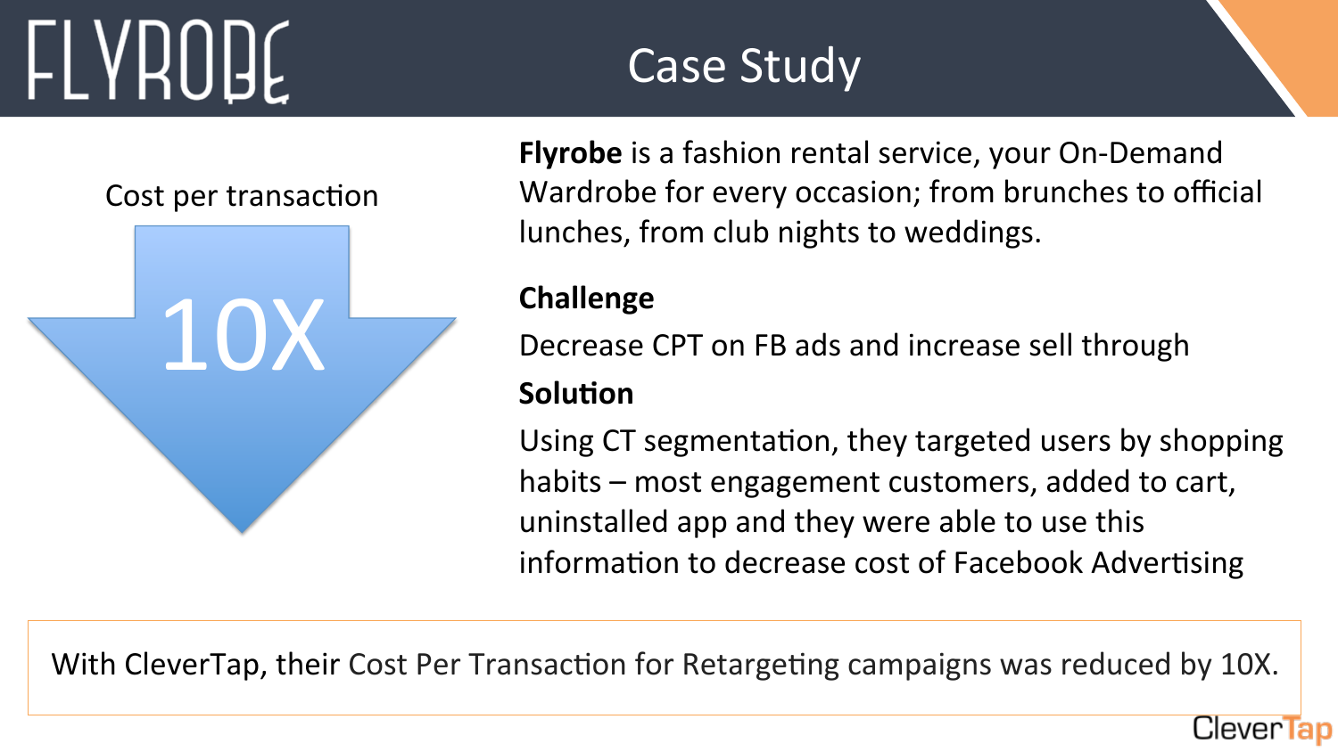# FLYROBE

## Case Study

Cost per transaction

10X

**Flyrobe** is a fashion rental service, your On-Demand Wardrobe for every occasion; from brunches to official lunches, from club nights to weddings.

**Challenge**

Decrease CPT on FB ads and increase sell through

**Solution**

Using CT segmentation, they targeted users by shopping habits – most engagement customers, added to cart, uninstalled app and they were able to use this information to decrease cost of Facebook Advertising

With CleverTap, their Cost Per Transaction for Retargeting campaigns was reduced by 10X.

CleverTap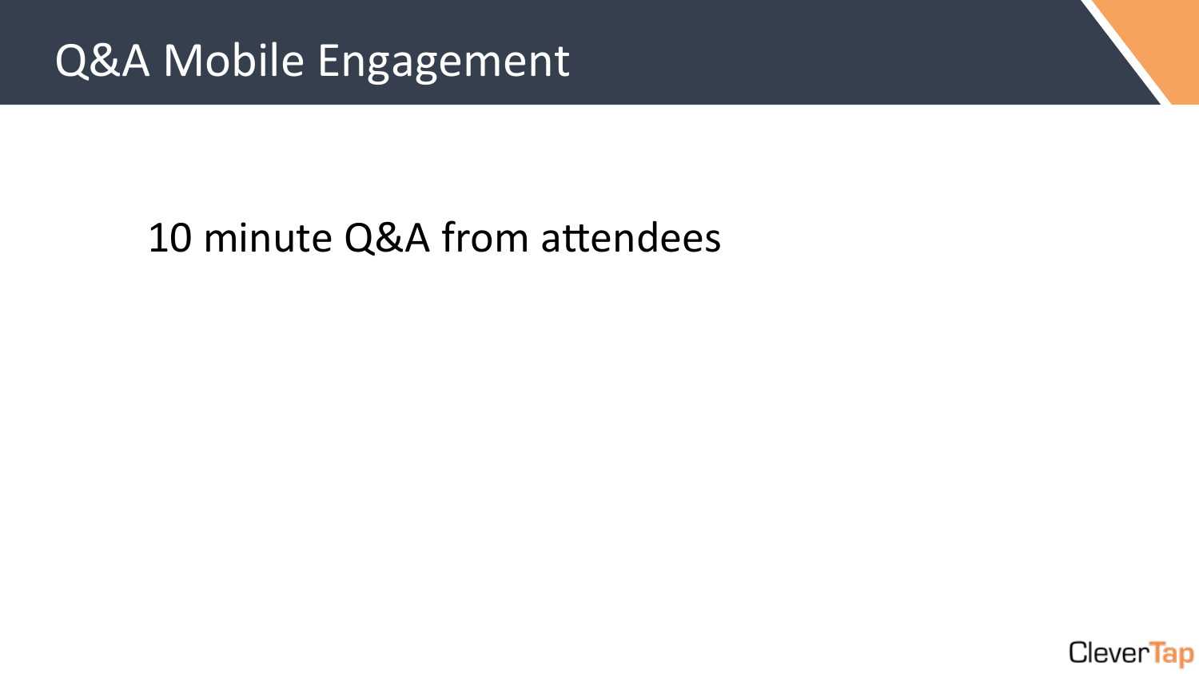# Q&A Mobile Engagement

10 minute Q&A from attendees